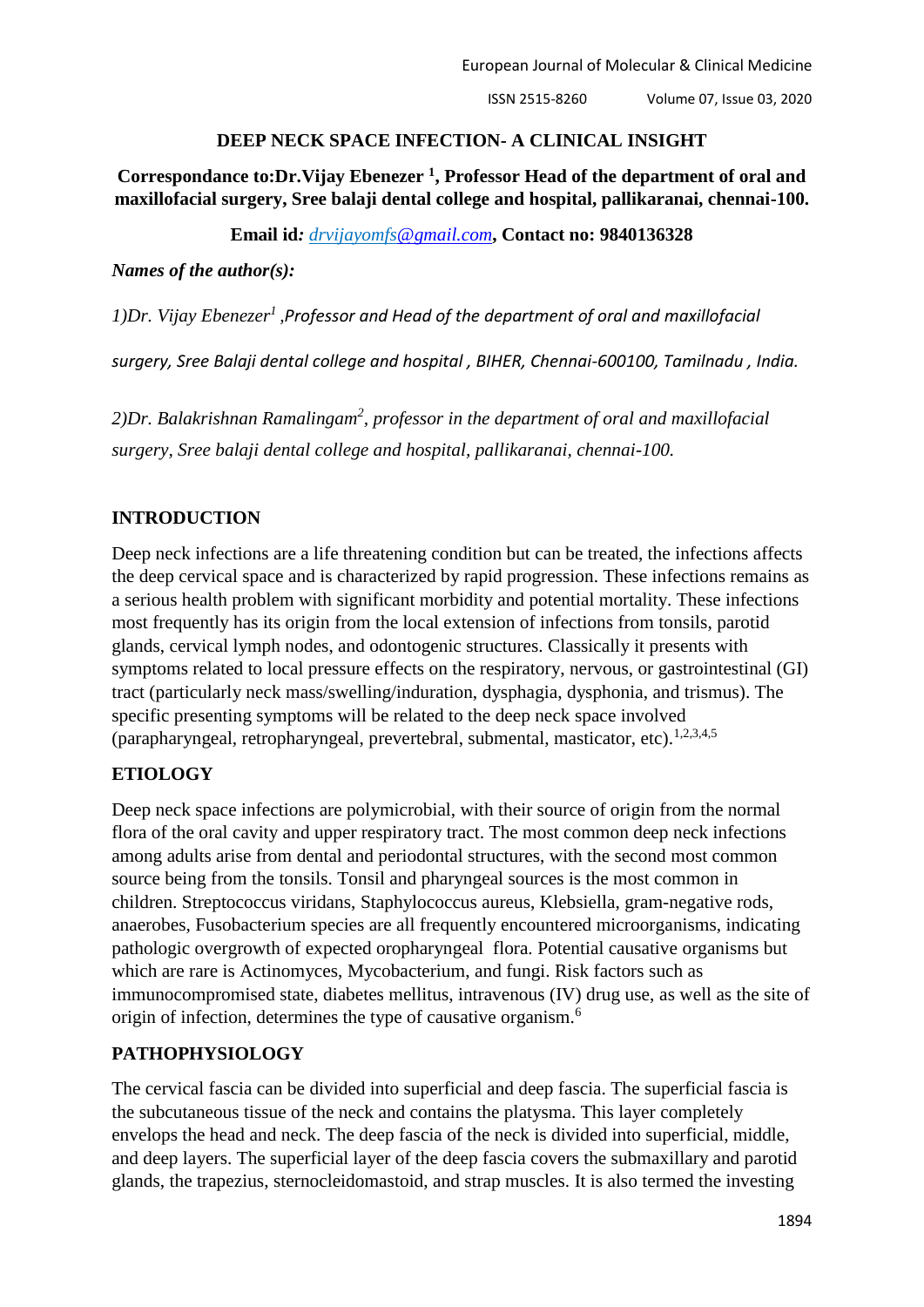# DEEP NECK SPACE INFECTION- A CLINICAL INSIGHT

**Correspondance to:Dr.Vijay Ebenezer [1], Professor Head of the department of oral and maxillofacial surgery, Sree balaji dental college and hospital, pallikaranai, chennai-100.**

**Email id*:* *drvijayomfs@gmail.com*, Contact no: 9840136328**

***Names of the author(s):***

*1)Dr. Vijay Ebenezer[1] ,Professor and Head of the department of oral and maxillofacial surgery, Sree Balaji dental college and hospital , BIHER, Chennai-600100, Tamilnadu , India.*

*2)Dr. Balakrishnan Ramalingam[2], professor in the department of oral and maxillofacial surgery, Sree balaji dental college and hospital, pallikaranai, chennai-100.*

## INTRODUCTION

Deep neck infections are a life threatening condition but can be treated, the infections affects the deep cervical space and is characterized by rapid progression. These infections remains as a serious health problem with significant morbidity and potential mortality. These infections most frequently has its origin from the local extension of infections from tonsils, parotid glands, cervical lymph nodes, and odontogenic structures. Classically it presents with symptoms related to local pressure effects on the respiratory, nervous, or gastrointestinal (GI) tract (particularly neck mass/swelling/induration, dysphagia, dysphonia, and trismus). The specific presenting symptoms will be related to the deep neck space involved (parapharyngeal, retropharyngeal, prevertebral, submental, masticator, etc).[1,2,3,4,5]

## ETIOLOGY

Deep neck space infections are polymicrobial, with their source of origin from the normal flora of the oral cavity and upper respiratory tract. The most common deep neck infections among adults arise from dental and periodontal structures, with the second most common source being from the tonsils. Tonsil and pharyngeal sources is the most common in children. Streptococcus viridans, Staphylococcus aureus, Klebsiella, gram-negative rods, anaerobes, Fusobacterium species are all frequently encountered microorganisms, indicating pathologic overgrowth of expected oropharyngeal flora. Potential causative organisms but which are rare is Actinomyces, Mycobacterium, and fungi. Risk factors such as immunocompromised state, diabetes mellitus, intravenous (IV) drug use, as well as the site of origin of infection, determines the type of causative organism.[6]

## PATHOPHYSIOLOGY

The cervical fascia can be divided into superficial and deep fascia. The superficial fascia is the subcutaneous tissue of the neck and contains the platysma. This layer completely envelops the head and neck. The deep fascia of the neck is divided into superficial, middle, and deep layers. The superficial layer of the deep fascia covers the submaxillary and parotid glands, the trapezius, sternocleidomastoid, and strap muscles. It is also termed the investing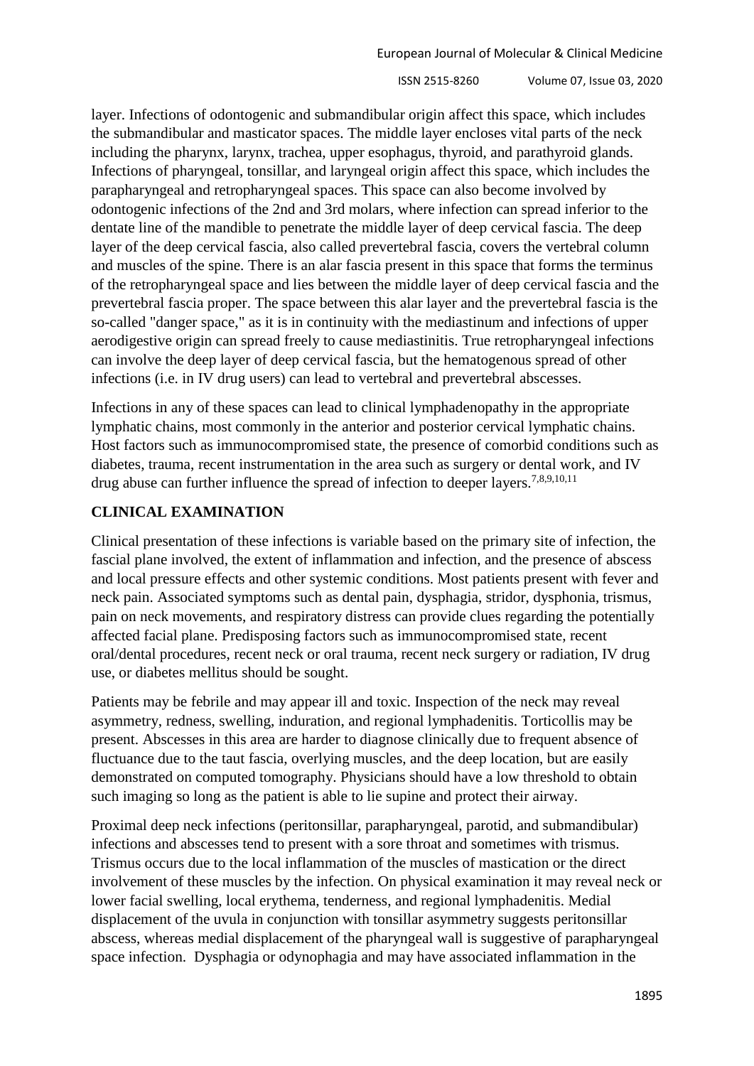layer. Infections of odontogenic and submandibular origin affect this space, which includes the submandibular and masticator spaces. The middle layer encloses vital parts of the neck including the pharynx, larynx, trachea, upper esophagus, thyroid, and parathyroid glands. Infections of pharyngeal, tonsillar, and laryngeal origin affect this space, which includes the parapharyngeal and retropharyngeal spaces. This space can also become involved by odontogenic infections of the 2nd and 3rd molars, where infection can spread inferior to the dentate line of the mandible to penetrate the middle layer of deep cervical fascia. The deep layer of the deep cervical fascia, also called prevertebral fascia, covers the vertebral column and muscles of the spine. There is an alar fascia present in this space that forms the terminus of the retropharyngeal space and lies between the middle layer of deep cervical fascia and the prevertebral fascia proper. The space between this alar layer and the prevertebral fascia is the so-called "danger space," as it is in continuity with the mediastinum and infections of upper aerodigestive origin can spread freely to cause mediastinitis. True retropharyngeal infections can involve the deep layer of deep cervical fascia, but the hematogenous spread of other infections (i.e. in IV drug users) can lead to vertebral and prevertebral abscesses.

Infections in any of these spaces can lead to clinical lymphadenopathy in the appropriate lymphatic chains, most commonly in the anterior and posterior cervical lymphatic chains. Host factors such as immunocompromised state, the presence of comorbid conditions such as diabetes, trauma, recent instrumentation in the area such as surgery or dental work, and IV drug abuse can further influence the spread of infection to deeper layers.[7,8,9,10,11]

## CLINICAL EXAMINATION

Clinical presentation of these infections is variable based on the primary site of infection, the fascial plane involved, the extent of inflammation and infection, and the presence of abscess and local pressure effects and other systemic conditions. Most patients present with fever and neck pain. Associated symptoms such as dental pain, dysphagia, stridor, dysphonia, trismus, pain on neck movements, and respiratory distress can provide clues regarding the potentially affected facial plane. Predisposing factors such as immunocompromised state, recent oral/dental procedures, recent neck or oral trauma, recent neck surgery or radiation, IV drug use, or diabetes mellitus should be sought.

Patients may be febrile and may appear ill and toxic. Inspection of the neck may reveal asymmetry, redness, swelling, induration, and regional lymphadenitis. Torticollis may be present. Abscesses in this area are harder to diagnose clinically due to frequent absence of fluctuance due to the taut fascia, overlying muscles, and the deep location, but are easily demonstrated on computed tomography. Physicians should have a low threshold to obtain such imaging so long as the patient is able to lie supine and protect their airway.

Proximal deep neck infections (peritonsillar, parapharyngeal, parotid, and submandibular) infections and abscesses tend to present with a sore throat and sometimes with trismus. Trismus occurs due to the local inflammation of the muscles of mastication or the direct involvement of these muscles by the infection. On physical examination it may reveal neck or lower facial swelling, local erythema, tenderness, and regional lymphadenitis. Medial displacement of the uvula in conjunction with tonsillar asymmetry suggests peritonsillar abscess, whereas medial displacement of the pharyngeal wall is suggestive of parapharyngeal space infection. Dysphagia or odynophagia and may have associated inflammation in the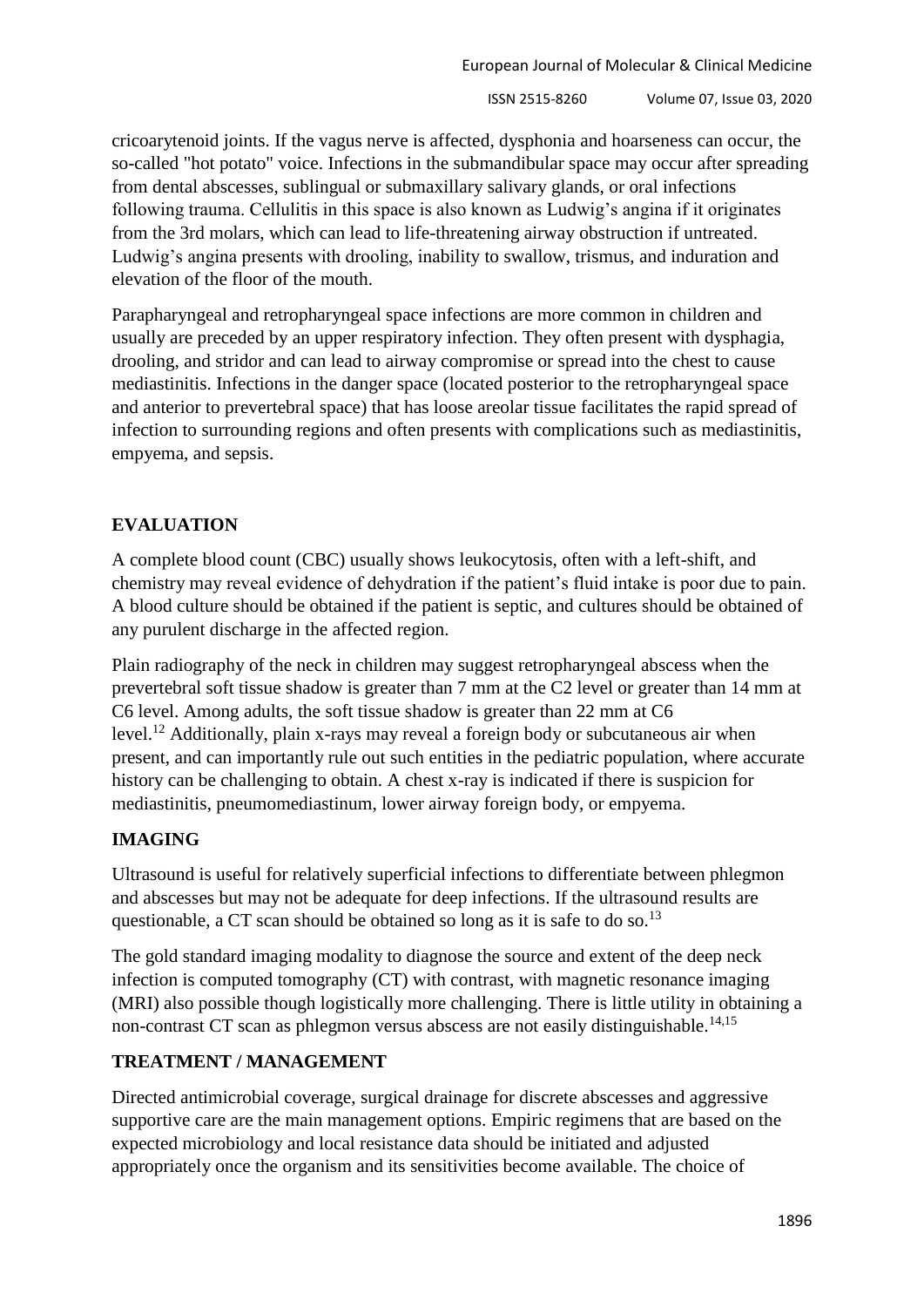cricoarytenoid joints. If the vagus nerve is affected, dysphonia and hoarseness can occur, the so-called "hot potato" voice. Infections in the submandibular space may occur after spreading from dental abscesses, sublingual or submaxillary salivary glands, or oral infections following trauma. Cellulitis in this space is also known as Ludwig's angina if it originates from the 3rd molars, which can lead to life-threatening airway obstruction if untreated. Ludwig's angina presents with drooling, inability to swallow, trismus, and induration and elevation of the floor of the mouth.

Parapharyngeal and retropharyngeal space infections are more common in children and usually are preceded by an upper respiratory infection. They often present with dysphagia, drooling, and stridor and can lead to airway compromise or spread into the chest to cause mediastinitis. Infections in the danger space (located posterior to the retropharyngeal space and anterior to prevertebral space) that has loose areolar tissue facilitates the rapid spread of infection to surrounding regions and often presents with complications such as mediastinitis, empyema, and sepsis.

## EVALUATION

A complete blood count (CBC) usually shows leukocytosis, often with a left-shift, and chemistry may reveal evidence of dehydration if the patient's fluid intake is poor due to pain. A blood culture should be obtained if the patient is septic, and cultures should be obtained of any purulent discharge in the affected region.

Plain radiography of the neck in children may suggest retropharyngeal abscess when the prevertebral soft tissue shadow is greater than 7 mm at the C2 level or greater than 14 mm at C6 level. Among adults, the soft tissue shadow is greater than 22 mm at C6 level.[12] Additionally, plain x-rays may reveal a foreign body or subcutaneous air when present, and can importantly rule out such entities in the pediatric population, where accurate history can be challenging to obtain. A chest x-ray is indicated if there is suspicion for mediastinitis, pneumomediastinum, lower airway foreign body, or empyema.

## IMAGING

Ultrasound is useful for relatively superficial infections to differentiate between phlegmon and abscesses but may not be adequate for deep infections. If the ultrasound results are questionable, a CT scan should be obtained so long as it is safe to do so.[13]

The gold standard imaging modality to diagnose the source and extent of the deep neck infection is computed tomography (CT) with contrast, with magnetic resonance imaging (MRI) also possible though logistically more challenging. There is little utility in obtaining a non-contrast CT scan as phlegmon versus abscess are not easily distinguishable.[14,15]

## TREATMENT / MANAGEMENT

Directed antimicrobial coverage, surgical drainage for discrete abscesses and aggressive supportive care are the main management options. Empiric regimens that are based on the expected microbiology and local resistance data should be initiated and adjusted appropriately once the organism and its sensitivities become available. The choice of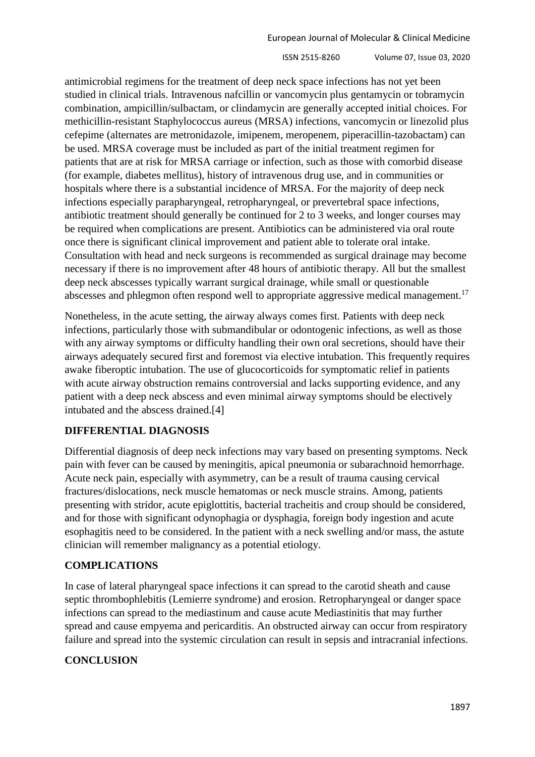antimicrobial regimens for the treatment of deep neck space infections has not yet been studied in clinical trials. Intravenous nafcillin or vancomycin plus gentamycin or tobramycin combination, ampicillin/sulbactam, or clindamycin are generally accepted initial choices. For methicillin-resistant Staphylococcus aureus (MRSA) infections, vancomycin or linezolid plus cefepime (alternates are metronidazole, imipenem, meropenem, piperacillin-tazobactam) can be used. MRSA coverage must be included as part of the initial treatment regimen for patients that are at risk for MRSA carriage or infection, such as those with comorbid disease (for example, diabetes mellitus), history of intravenous drug use, and in communities or hospitals where there is a substantial incidence of MRSA. For the majority of deep neck infections especially parapharyngeal, retropharyngeal, or prevertebral space infections, antibiotic treatment should generally be continued for 2 to 3 weeks, and longer courses may be required when complications are present. Antibiotics can be administered via oral route once there is significant clinical improvement and patient able to tolerate oral intake. Consultation with head and neck surgeons is recommended as surgical drainage may become necessary if there is no improvement after 48 hours of antibiotic therapy. All but the smallest deep neck abscesses typically warrant surgical drainage, while small or questionable abscesses and phlegmon often respond well to appropriate aggressive medical management.[17]

Nonetheless, in the acute setting, the airway always comes first. Patients with deep neck infections, particularly those with submandibular or odontogenic infections, as well as those with any airway symptoms or difficulty handling their own oral secretions, should have their airways adequately secured first and foremost via elective intubation. This frequently requires awake fiberoptic intubation. The use of glucocorticoids for symptomatic relief in patients with acute airway obstruction remains controversial and lacks supporting evidence, and any patient with a deep neck abscess and even minimal airway symptoms should be electively intubated and the abscess drained.[4]

## DIFFERENTIAL DIAGNOSIS

Differential diagnosis of deep neck infections may vary based on presenting symptoms. Neck pain with fever can be caused by meningitis, apical pneumonia or subarachnoid hemorrhage. Acute neck pain, especially with asymmetry, can be a result of trauma causing cervical fractures/dislocations, neck muscle hematomas or neck muscle strains. Among, patients presenting with stridor, acute epiglottitis, bacterial tracheitis and croup should be considered, and for those with significant odynophagia or dysphagia, foreign body ingestion and acute esophagitis need to be considered. In the patient with a neck swelling and/or mass, the astute clinician will remember malignancy as a potential etiology.

## COMPLICATIONS

In case of lateral pharyngeal space infections it can spread to the carotid sheath and cause septic thrombophlebitis (Lemierre syndrome) and erosion. Retropharyngeal or danger space infections can spread to the mediastinum and cause acute Mediastinitis that may further spread and cause empyema and pericarditis. An obstructed airway can occur from respiratory failure and spread into the systemic circulation can result in sepsis and intracranial infections.

## CONCLUSION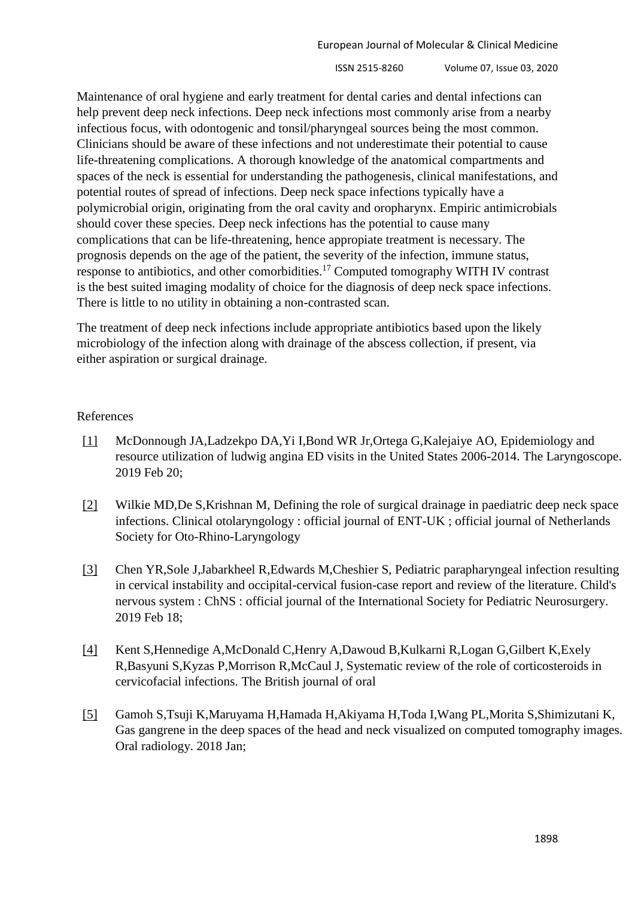Maintenance of oral hygiene and early treatment for dental caries and dental infections can help prevent deep neck infections. Deep neck infections most commonly arise from a nearby infectious focus, with odontogenic and tonsil/pharyngeal sources being the most common. Clinicians should be aware of these infections and not underestimate their potential to cause life-threatening complications. A thorough knowledge of the anatomical compartments and spaces of the neck is essential for understanding the pathogenesis, clinical manifestations, and potential routes of spread of infections. Deep neck space infections typically have a polymicrobial origin, originating from the oral cavity and oropharynx. Empiric antimicrobials should cover these species. Deep neck infections has the potential to cause many complications that can be life-threatening, hence appropiate treatment is necessary. The prognosis depends on the age of the patient, the severity of the infection, immune status, response to antibiotics, and other comorbidities.[17] Computed tomography WITH IV contrast is the best suited imaging modality of choice for the diagnosis of deep neck space infections. There is little to no utility in obtaining a non-contrasted scan.

The treatment of deep neck infections include appropriate antibiotics based upon the likely microbiology of the infection along with drainage of the abscess collection, if present, via either aspiration or surgical drainage.

References

[1] McDonnough JA,Ladzekpo DA,Yi I,Bond WR Jr,Ortega G,Kalejaiye AO, Epidemiology and resource utilization of ludwig angina ED visits in the United States 2006-2014. The Laryngoscope. 2019 Feb 20;

[2] Wilkie MD,De S,Krishnan M, Defining the role of surgical drainage in paediatric deep neck space infections. Clinical otolaryngology : official journal of ENT-UK ; official journal of Netherlands Society for Oto-Rhino-Laryngology

[3] Chen YR,Sole J,Jabarkheel R,Edwards M,Cheshier S, Pediatric parapharyngeal infection resulting in cervical instability and occipital-cervical fusion-case report and review of the literature. Child's nervous system : ChNS : official journal of the International Society for Pediatric Neurosurgery. 2019 Feb 18;

[4] Kent S,Hennedige A,McDonald C,Henry A,Dawoud B,Kulkarni R,Logan G,Gilbert K,Exely R,Basyuni S,Kyzas P,Morrison R,McCaul J, Systematic review of the role of corticosteroids in cervicofacial infections. The British journal of oral

[5] Gamoh S,Tsuji K,Maruyama H,Hamada H,Akiyama H,Toda I,Wang PL,Morita S,Shimizutani K, Gas gangrene in the deep spaces of the head and neck visualized on computed tomography images. Oral radiology. 2018 Jan;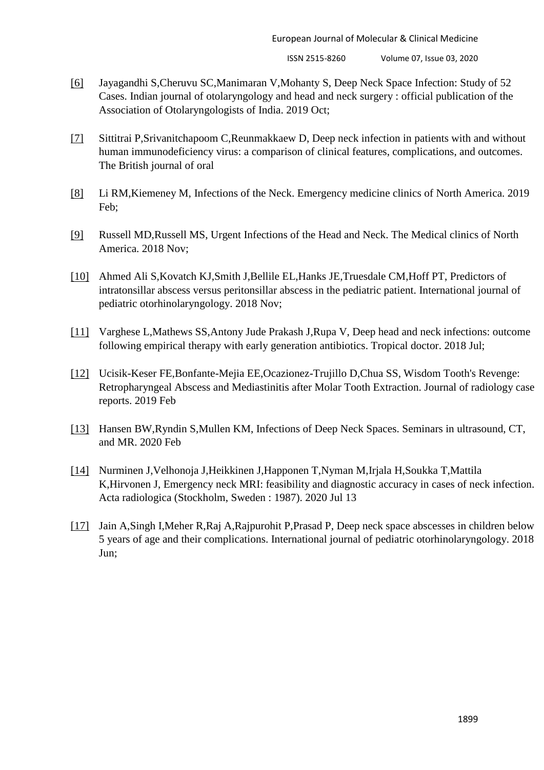[6] Jayagandhi S,Cheruvu SC,Manimaran V,Mohanty S, Deep Neck Space Infection: Study of 52 Cases. Indian journal of otolaryngology and head and neck surgery : official publication of the Association of Otolaryngologists of India. 2019 Oct;

[7] Sittitrai P,Srivanitchapoom C,Reunmakkaew D, Deep neck infection in patients with and without human immunodeficiency virus: a comparison of clinical features, complications, and outcomes. The British journal of oral

[8] Li RM,Kiemeney M, Infections of the Neck. Emergency medicine clinics of North America. 2019 Feb;

[9] Russell MD,Russell MS, Urgent Infections of the Head and Neck. The Medical clinics of North America. 2018 Nov;

[10] Ahmed Ali S,Kovatch KJ,Smith J,Bellile EL,Hanks JE,Truesdale CM,Hoff PT, Predictors of intratonsillar abscess versus peritonsillar abscess in the pediatric patient. International journal of pediatric otorhinolaryngology. 2018 Nov;

[11] Varghese L,Mathews SS,Antony Jude Prakash J,Rupa V, Deep head and neck infections: outcome following empirical therapy with early generation antibiotics. Tropical doctor. 2018 Jul;

[12] Ucisik-Keser FE,Bonfante-Mejia EE,Ocazionez-Trujillo D,Chua SS, Wisdom Tooth's Revenge: Retropharyngeal Abscess and Mediastinitis after Molar Tooth Extraction. Journal of radiology case reports. 2019 Feb

[13] Hansen BW,Ryndin S,Mullen KM, Infections of Deep Neck Spaces. Seminars in ultrasound, CT, and MR. 2020 Feb

[14] Nurminen J,Velhonoja J,Heikkinen J,Happonen T,Nyman M,Irjala H,Soukka T,Mattila K,Hirvonen J, Emergency neck MRI: feasibility and diagnostic accuracy in cases of neck infection. Acta radiologica (Stockholm, Sweden : 1987). 2020 Jul 13

[17] Jain A,Singh I,Meher R,Raj A,Rajpurohit P,Prasad P, Deep neck space abscesses in children below 5 years of age and their complications. International journal of pediatric otorhinolaryngology. 2018 Jun;